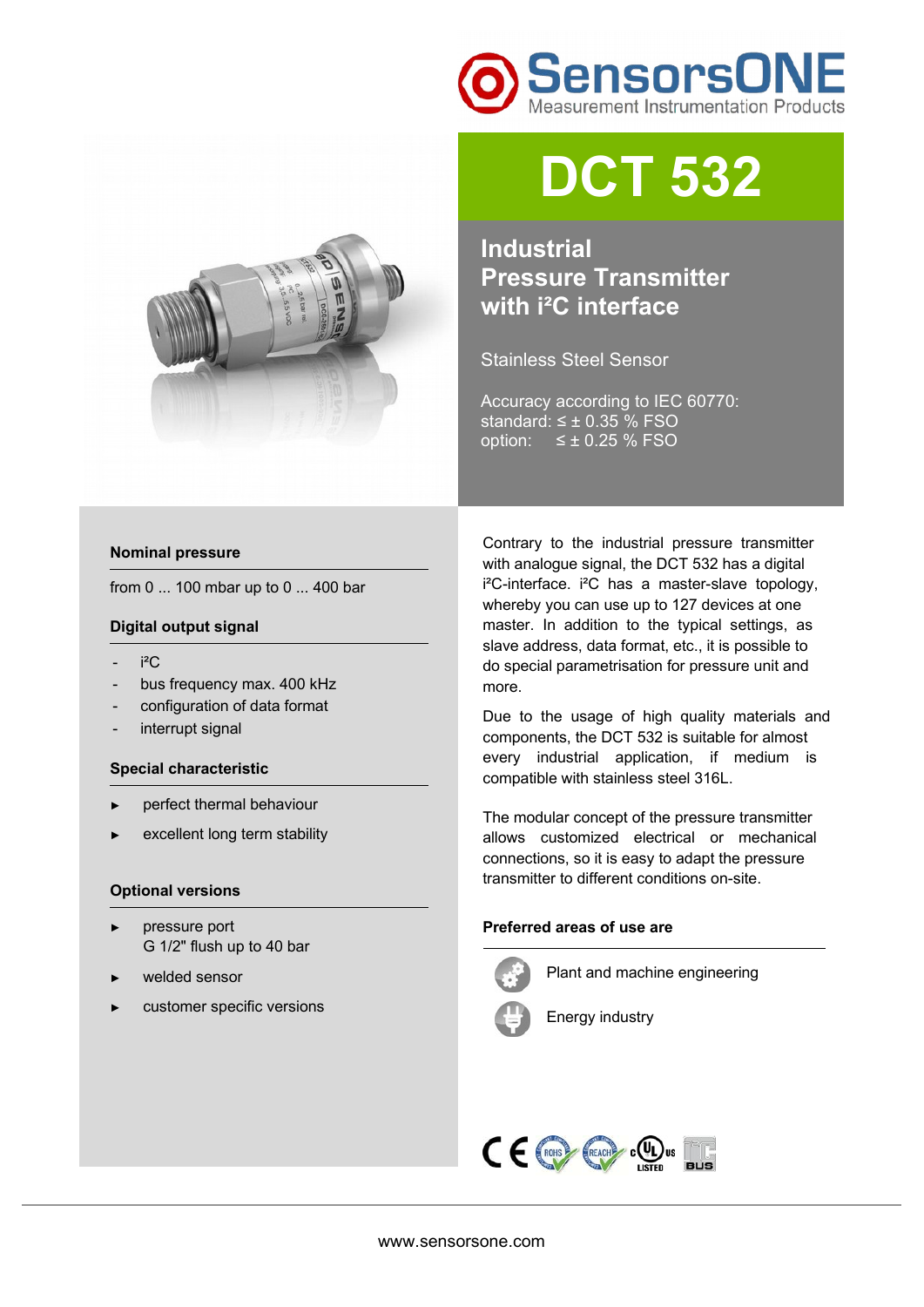SensorsONE
Measurement Instrumentation Products

# DCT 532

## Industrial Pressure Transmitter with i²C interface

Stainless Steel Sensor

Accuracy according to IEC 60770:
standard: ≤ ± 0.35 % FSO
option: ≤ ± 0.25 % FSO

### Nominal pressure

from 0 ... 100 mbar up to 0 ... 400 bar

### Digital output signal

- i²C
- bus frequency max. 400 kHz
- configuration of data format
- interrupt signal

### Special characteristic

- perfect thermal behaviour
- excellent long term stability

### Optional versions

- pressure port
  G 1/2" flush up to 40 bar
- welded sensor
- customer specific versions

Contrary to the industrial pressure transmitter with analogue signal, the DCT 532 has a digital i²C-interface. i²C has a master-slave topology, whereby you can use up to 127 devices at one master. In addition to the typical settings, as slave address, data format, etc., it is possible to do special parametrisation for pressure unit and more.

Due to the usage of high quality materials and components, the DCT 532 is suitable for almost every industrial application, if medium is compatible with stainless steel 316L.

The modular concept of the pressure transmitter allows customized electrical or mechanical connections, so it is easy to adapt the pressure transmitter to different conditions on-site.

### Preferred areas of use are

- Plant and machine engineering
- Energy industry

www.sensorsone.com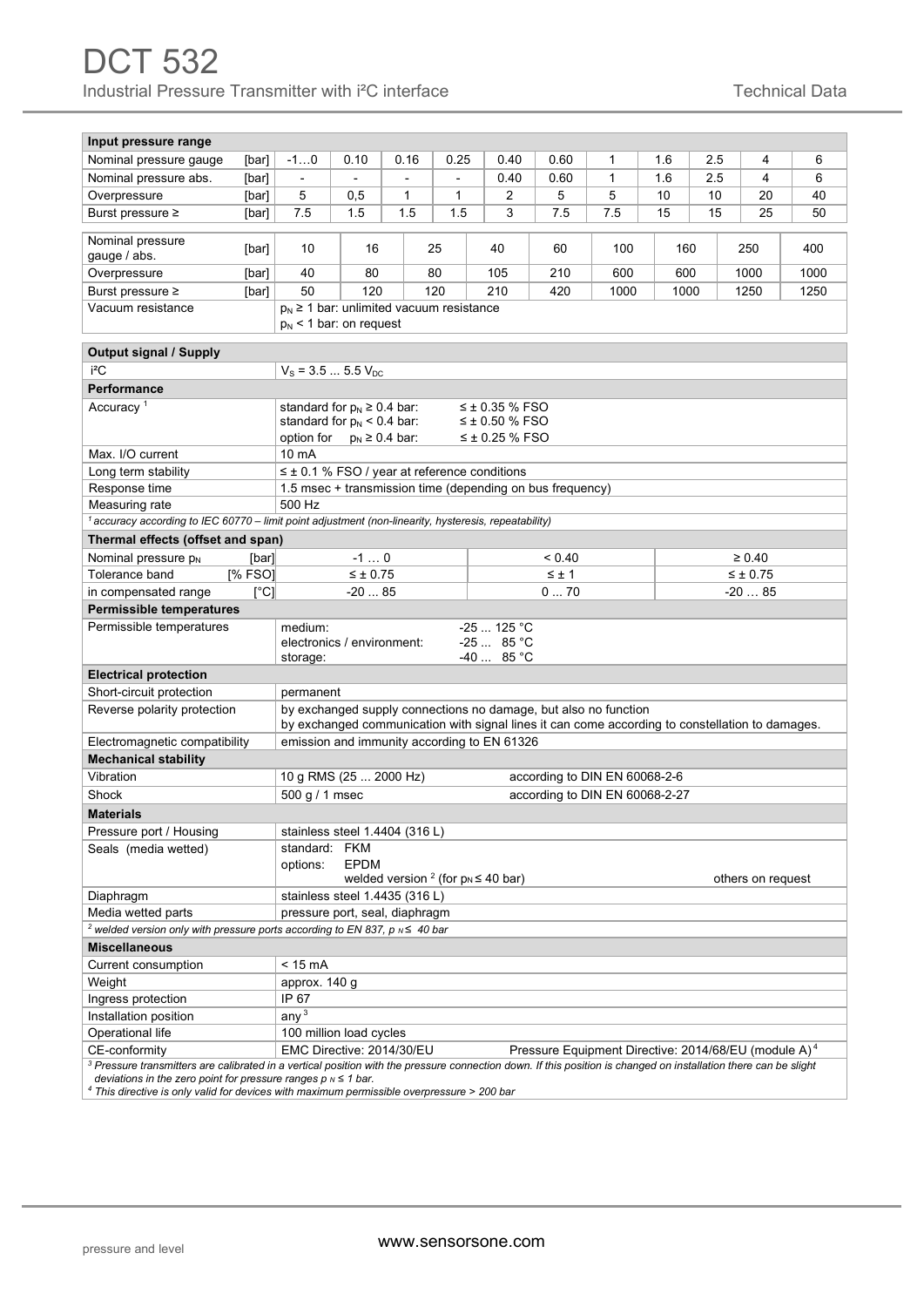# DCT 532

Industrial Pressure Transmitter with i²C interface

Technical Data

| Input pressure range | | | | | | | | | | | | |
|---|---|---|---|---|---|---|---|---|---|---|---|---|
| Nominal pressure gauge | [bar] | -1…0 | 0.10 | 0.16 | 0.25 | 0.40 | 0.60 | 1 | 1.6 | 2.5 | 4 | 6 |
| Nominal pressure abs. | [bar] | - | - | - | - | 0.40 | 0.60 | 1 | 1.6 | 2.5 | 4 | 6 |
| Overpressure | [bar] | 5 | 0,5 | 1 | 1 | 2 | 5 | 5 | 10 | 10 | 20 | 40 |
| Burst pressure ≥ | [bar] | 7.5 | 1.5 | 1.5 | 1.5 | 3 | 7.5 | 7.5 | 15 | 15 | 25 | 50 |

| Nominal pressure gauge / abs. | [bar] | 10 | 16 | 25 | 40 | 60 | 100 | 160 | 250 | 400 |
|---|---|---|---|---|---|---|---|---|---|---|
| Overpressure | [bar] | 40 | 80 | 80 | 105 | 210 | 600 | 600 | 1000 | 1000 |
| Burst pressure ≥ | [bar] | 50 | 120 | 120 | 210 | 420 | 1000 | 1000 | 1250 | 1250 |
| Vacuum resistance | | $p_N$ ≥ 1 bar: unlimited vacuum resistance<br>$p_N$ < 1 bar: on request | | | | | | | | |

| Output signal / Supply | |
|---|---|
| i²C | $V_S$ = 3.5 ... 5.5 $V_{DC}$ |
| **Performance** | |
| Accuracy [1] | standard for $p_N$ ≥ 0.4 bar: ≤ ± 0.35 % FSO<br>standard for $p_N$ < 0.4 bar: ≤ ± 0.50 % FSO<br>option for $p_N$ ≥ 0.4 bar: ≤ ± 0.25 % FSO |
| Max. I/O current | 10 mA |
| Long term stability | ≤ ± 0.1 % FSO / year at reference conditions |
| Response time | 1.5 msec + transmission time (depending on bus frequency) |
| Measuring rate | 500 Hz |

*[1] accuracy according to IEC 60770 – limit point adjustment (non-linearity, hysteresis, repeatability)*

| Thermal effects (offset and span) | | | | |
|---|---|---|---|---|
| Nominal pressure $p_N$ | [bar] | -1 … 0 | < 0.40 | ≥ 0.40 |
| Tolerance band | [% FSO] | ≤ ± 0.75 | ≤ ± 1 | ≤ ± 0.75 |
| in compensated range | [°C] | -20 ... 85 | 0 ... 70 | -20 ... 85 |

| Permissible temperatures | |
|---|---|
| Permissible temperatures | medium: -25 ... 125 °C<br>electronics / environment: -25 ... 85 °C<br>storage: -40 ... 85 °C |
| **Electrical protection** | |
| Short-circuit protection | permanent |
| Reverse polarity protection | by exchanged supply connections no damage, but also no function<br>by exchanged communication with signal lines it can come according to constellation to damages. |
| Electromagnetic compatibility | emission and immunity according to EN 61326 |
| **Mechanical stability** | |
| Vibration | 10 g RMS (25 ... 2000 Hz) according to DIN EN 60068-2-6 |
| Shock | 500 g / 1 msec according to DIN EN 60068-2-27 |
| **Materials** | |
| Pressure port / Housing | stainless steel 1.4404 (316 L) |
| Seals (media wetted) | standard: FKM<br>options: EPDM<br>welded version [2] (for $p_N$ ≤ 40 bar) others on request |
| Diaphragm | stainless steel 1.4435 (316 L) |
| Media wetted parts | pressure port, seal, diaphragm |

*[2] welded version only with pressure ports according to EN 837, $p_N$ ≤ 40 bar*

| Miscellaneous | |
|---|---|
| Current consumption | < 15 mA |
| Weight | approx. 140 g |
| Ingress protection | IP 67 |
| Installation position | any [3] |
| Operational life | 100 million load cycles |
| CE-conformity | EMC Directive: 2014/30/EU Pressure Equipment Directive: 2014/68/EU (module A) [4] |

*[3] Pressure transmitters are calibrated in a vertical position with the pressure connection down. If this position is changed on installation there can be slight deviations in the zero point for pressure ranges $p_N$ ≤ 1 bar.*

*[4] This directive is only valid for devices with maximum permissible overpressure > 200 bar*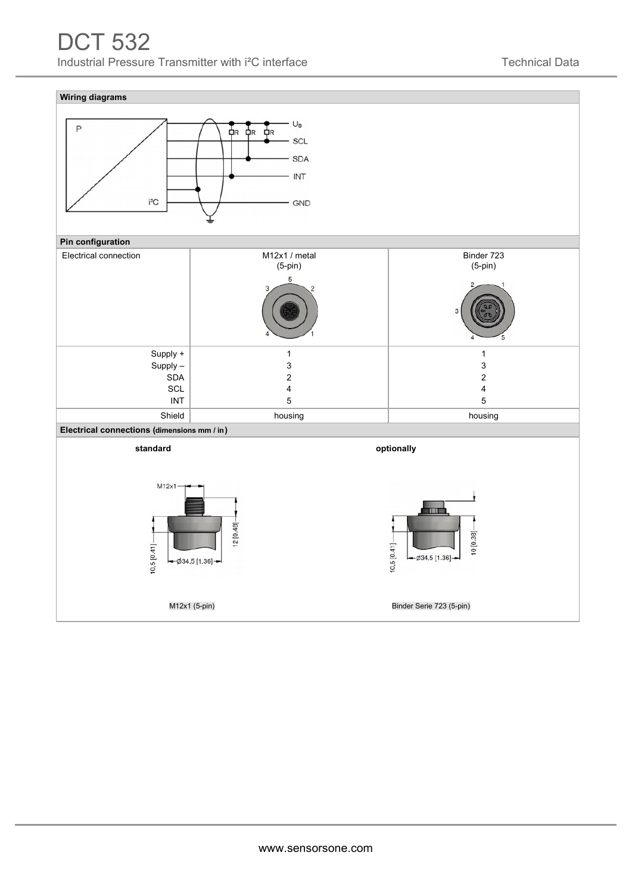# DCT 532

Industrial Pressure Transmitter with i²C interface

Technical Data

## Wiring diagrams

## Pin configuration

| Electrical connection | M12x1 / metal (5-pin) | Binder 723 (5-pin) |
|---|---|---|
| Supply + | 1 | 1 |
| Supply – | 3 | 3 |
| SDA | 2 | 2 |
| SCL | 4 | 4 |
| INT | 5 | 5 |
| Shield | housing | housing |

## Electrical connections (dimensions mm / in)

**standard**

M12x1

12 [0.48]

10,5 [0.41]

Ø34,5 [1.36]

M12x1 (5-pin)

**optionally**

10 [0.38]

10,5 [0.41]

Ø34,5 [1.36]

Binder Serie 723 (5-pin)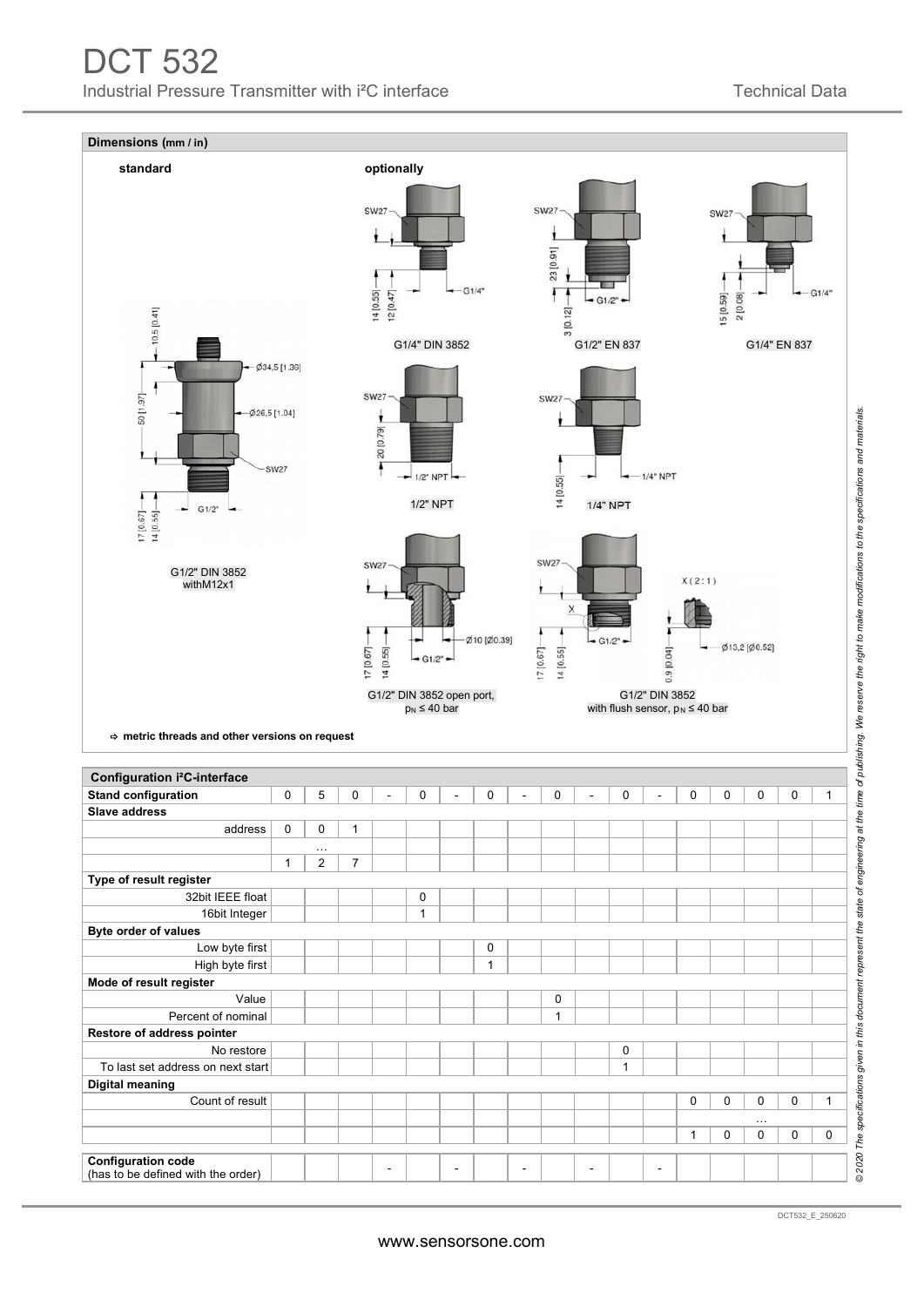## Dimensions (mm / in)

**standard**

G1/2" DIN 3852 withM12x1

**optionally**

G1/4" DIN 3852

G1/2" EN 837

G1/4" EN 837

1/2" NPT

1/4" NPT

G1/2" DIN 3852 open port, $p_N \leq 40$ bar

G1/2" DIN 3852 with flush sensor, $p_N \leq 40$ bar

⇨ **metric threads and other versions on request**

## Configuration i²C-interface

| **Stand configuration** | 0 | 5 | 0 | - | 0 | - | 0 | - | 0 | - | 0 | - | 0 | 0 | 0 | 0 | 1 |
|---|---|---|---|---|---|---|---|---|---|---|---|---|---|---|---|---|---|
| **Slave address** | | | | | | | | | | | | | | | | | |
| address | 0 | 0 | 1 | | | | | | | | | | | | | | |
| | | … | | | | | | | | | | | | | | | |
| | 1 | 2 | 7 | | | | | | | | | | | | | | |
| **Type of result register** | | | | | | | | | | | | | | | | | |
| 32bit IEEE float | | | | | 0 | | | | | | | | | | | | |
| 16bit Integer | | | | | 1 | | | | | | | | | | | | |
| **Byte order of values** | | | | | | | | | | | | | | | | | |
| Low byte first | | | | | | | 0 | | | | | | | | | | |
| High byte first | | | | | | | 1 | | | | | | | | | | |
| **Mode of result register** | | | | | | | | | | | | | | | | | |
| Value | | | | | | | | | 0 | | | | | | | | |
| Percent of nominal | | | | | | | | | 1 | | | | | | | | |
| **Restore of address pointer** | | | | | | | | | | | | | | | | | |
| No restore | | | | | | | | | | | 0 | | | | | | |
| To last set address on next start | | | | | | | | | | | 1 | | | | | | |
| **Digital meaning** | | | | | | | | | | | | | | | | | |
| Count of result | | | | | | | | | | | | | 0 | 0 | 0 | 0 | 1 |
| | | | | | | | | | | | | | | | … | | |
| | | | | | | | | | | | | | 1 | 0 | 0 | 0 | 0 |
| **Configuration code** (has to be defined with the order) | | | | - | | - | | - | | - | | - | | | | | |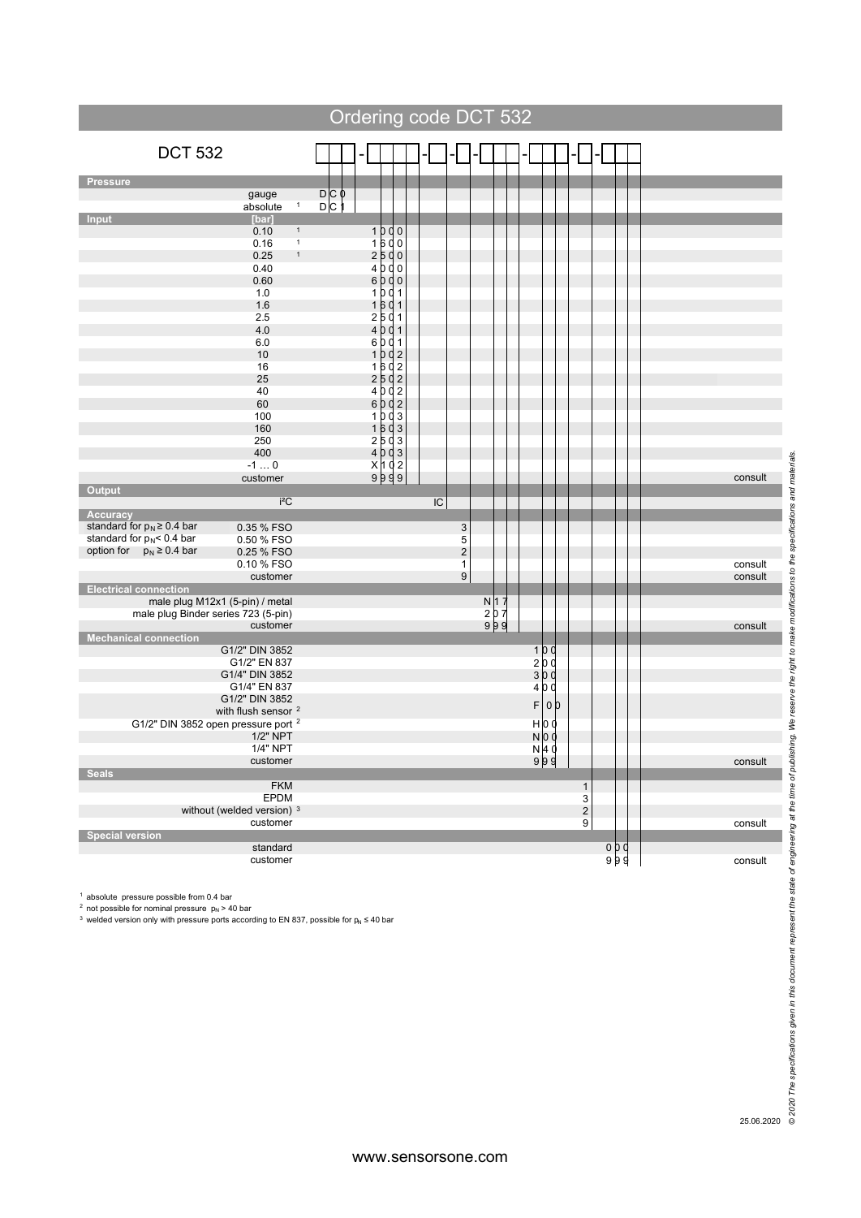# Ordering code DCT 532

DCT 532 [ ][ ][ ] - [ ][ ][ ][ ] - [ ] - [ ] - [ ][ ][ ] - [ ][ ][ ] - [ ] - [ ][ ][ ]

| | | | |
|---|---|---|---|
| **Pressure** | | | |
| gauge | | D C 0 | |
| absolute [1] | | D C 1 | |
| **Input** | [bar] | | |
| 0.10 [1] | | 1 0 0 0 | |
| 0.16 [1] | | 1 6 0 0 | |
| 0.25 [1] | | 2 5 0 0 | |
| 0.40 | | 4 0 0 0 | |
| 0.60 | | 6 0 0 0 | |
| 1.0 | | 1 0 0 1 | |
| 1.6 | | 1 6 0 1 | |
| 2.5 | | 2 5 0 1 | |
| 4.0 | | 4 0 0 1 | |
| 6.0 | | 6 0 0 1 | |
| 10 | | 1 0 0 2 | |
| 16 | | 1 6 0 2 | |
| 25 | | 2 5 0 2 | |
| 40 | | 4 0 0 2 | |
| 60 | | 6 0 0 2 | |
| 100 | | 1 0 0 3 | |
| 160 | | 1 6 0 3 | |
| 250 | | 2 5 0 3 | |
| 400 | | 4 0 0 3 | |
| -1 … 0 | | X 1 0 2 | |
| customer | | 9 9 9 9 | consult |
| **Output** | | | |
| i²C | | IC | |
| **Accuracy** | | | |
| standard for $p_N \geq 0.4$ bar | 0.35 % FSO | 3 | |
| standard for $p_N < 0.4$ bar | 0.50 % FSO | 5 | |
| option for $p_N \geq 0.4$ bar | 0.25 % FSO | 2 | |
| | 0.10 % FSO | 1 | consult |
| | customer | 9 | consult |
| **Electrical connection** | | | |
| male plug M12x1 (5-pin) / metal | | N 1 7 | |
| male plug Binder series 723 (5-pin) | | 2 0 7 | |
| customer | | 9 9 9 | consult |
| **Mechanical connection** | | | |
| G1/2" DIN 3852 | | 1 0 0 | |
| G1/2" EN 837 | | 2 0 0 | |
| G1/4" DIN 3852 | | 3 0 0 | |
| G1/4" EN 837 | | 4 0 0 | |
| G1/2" DIN 3852 with flush sensor [2] | | F 0 0 | |
| G1/2" DIN 3852 open pressure port [2] | | H 0 0 | |
| 1/2" NPT | | N 0 0 | |
| 1/4" NPT | | N 4 0 | |
| customer | | 9 9 9 | consult |
| **Seals** | | | |
| FKM | | 1 | |
| EPDM | | 3 | |
| without (welded version) [3] | | 2 | |
| customer | | 9 | consult |
| **Special version** | | | |
| standard | | 0 0 0 | |
| customer | | 9 9 9 | consult |

[1] absolute pressure possible from 0.4 bar
[2] not possible for nominal pressure $p_N > 40$ bar
[3] welded version only with pressure ports according to EN 837, possible for $p_N \leq 40$ bar

25.06.2020

© 2020 The specifications given in this document represent the state of engineering at the time of publishing. We reserve the right to make modifications to the specifications and materials.

www.sensorsone.com